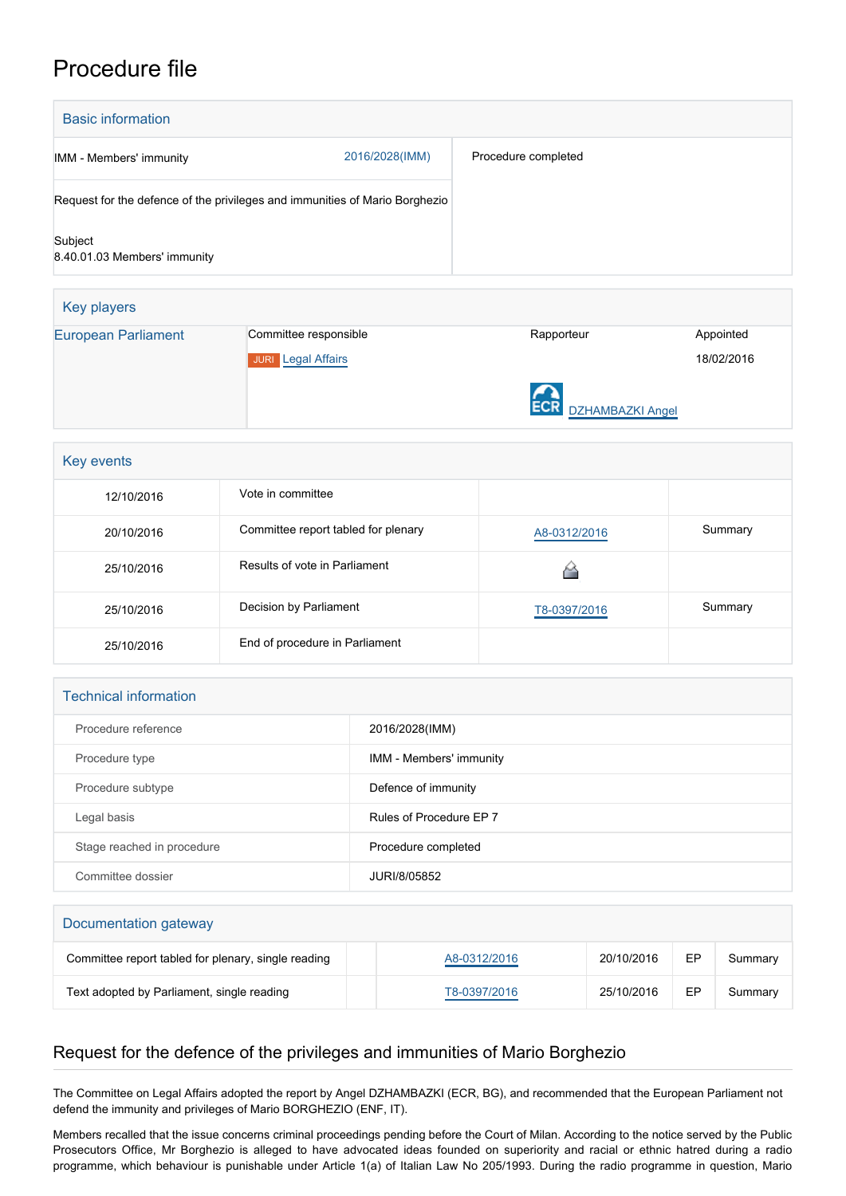# Procedure file

## Basic information

| | | |
|---|---|---|
| IMM - Members' immunity | 2016/2028(IMM) | Procedure completed |
| Request for the defence of the privileges and immunities of Mario Borghezio | | |
| Subject<br>8.40.01.03 Members' immunity | | |

## Key players

| | Committee responsible | Rapporteur | Appointed |
|---|---|---|---|
| European Parliament | JURI Legal Affairs | ECR DZHAMBAZKI Angel | 18/02/2016 |

## Key events

| | | | |
|---|---|---|---|
| 12/10/2016 | Vote in committee | | |
| 20/10/2016 | Committee report tabled for plenary | A8-0312/2016 | Summary |
| 25/10/2016 | Results of vote in Parliament | | |
| 25/10/2016 | Decision by Parliament | T8-0397/2016 | Summary |
| 25/10/2016 | End of procedure in Parliament | | |

## Technical information

| | |
|---|---|
| Procedure reference | 2016/2028(IMM) |
| Procedure type | IMM - Members' immunity |
| Procedure subtype | Defence of immunity |
| Legal basis | Rules of Procedure EP 7 |
| Stage reached in procedure | Procedure completed |
| Committee dossier | JURI/8/05852 |

## Documentation gateway

| | | | | | |
|---|---|---|---|---|---|
| Committee report tabled for plenary, single reading | | A8-0312/2016 | 20/10/2016 | EP | Summary |
| Text adopted by Parliament, single reading | | T8-0397/2016 | 25/10/2016 | EP | Summary |

## Request for the defence of the privileges and immunities of Mario Borghezio

The Committee on Legal Affairs adopted the report by Angel DZHAMBAZKI (ECR, BG), and recommended that the European Parliament not defend the immunity and privileges of Mario BORGHEZIO (ENF, IT).

Members recalled that the issue concerns criminal proceedings pending before the Court of Milan. According to the notice served by the Public Prosecutors Office, Mr Borghezio is alleged to have advocated ideas founded on superiority and racial or ethnic hatred during a radio programme, which behaviour is punishable under Article 1(a) of Italian Law No 205/1993. During the radio programme in question, Mario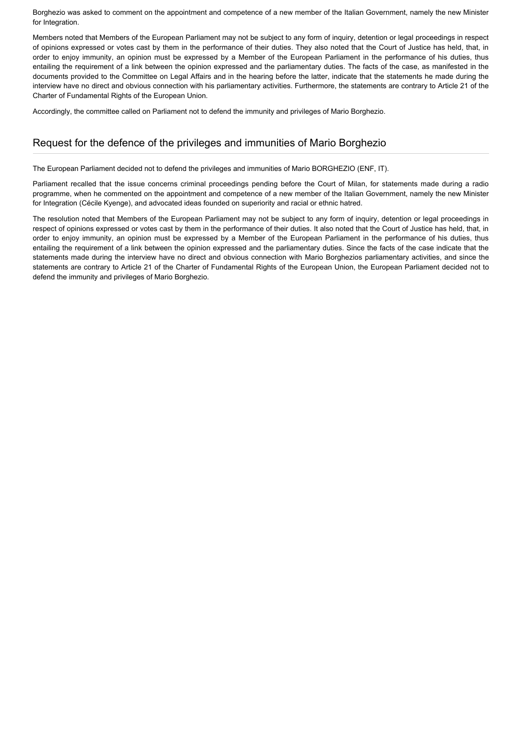Borghezio was asked to comment on the appointment and competence of a new member of the Italian Government, namely the new Minister for Integration.

Members noted that Members of the European Parliament may not be subject to any form of inquiry, detention or legal proceedings in respect of opinions expressed or votes cast by them in the performance of their duties. They also noted that the Court of Justice has held, that, in order to enjoy immunity, an opinion must be expressed by a Member of the European Parliament in the performance of his duties, thus entailing the requirement of a link between the opinion expressed and the parliamentary duties. The facts of the case, as manifested in the documents provided to the Committee on Legal Affairs and in the hearing before the latter, indicate that the statements he made during the interview have no direct and obvious connection with his parliamentary activities. Furthermore, the statements are contrary to Article 21 of the Charter of Fundamental Rights of the European Union.

Accordingly, the committee called on Parliament not to defend the immunity and privileges of Mario Borghezio.

## Request for the defence of the privileges and immunities of Mario Borghezio

The European Parliament decided not to defend the privileges and immunities of Mario BORGHEZIO (ENF, IT).

Parliament recalled that the issue concerns criminal proceedings pending before the Court of Milan, for statements made during a radio programme, when he commented on the appointment and competence of a new member of the Italian Government, namely the new Minister for Integration (Cécile Kyenge), and advocated ideas founded on superiority and racial or ethnic hatred.

The resolution noted that Members of the European Parliament may not be subject to any form of inquiry, detention or legal proceedings in respect of opinions expressed or votes cast by them in the performance of their duties. It also noted that the Court of Justice has held, that, in order to enjoy immunity, an opinion must be expressed by a Member of the European Parliament in the performance of his duties, thus entailing the requirement of a link between the opinion expressed and the parliamentary duties. Since the facts of the case indicate that the statements made during the interview have no direct and obvious connection with Mario Borghezios parliamentary activities, and since the statements are contrary to Article 21 of the Charter of Fundamental Rights of the European Union, the European Parliament decided not to defend the immunity and privileges of Mario Borghezio.